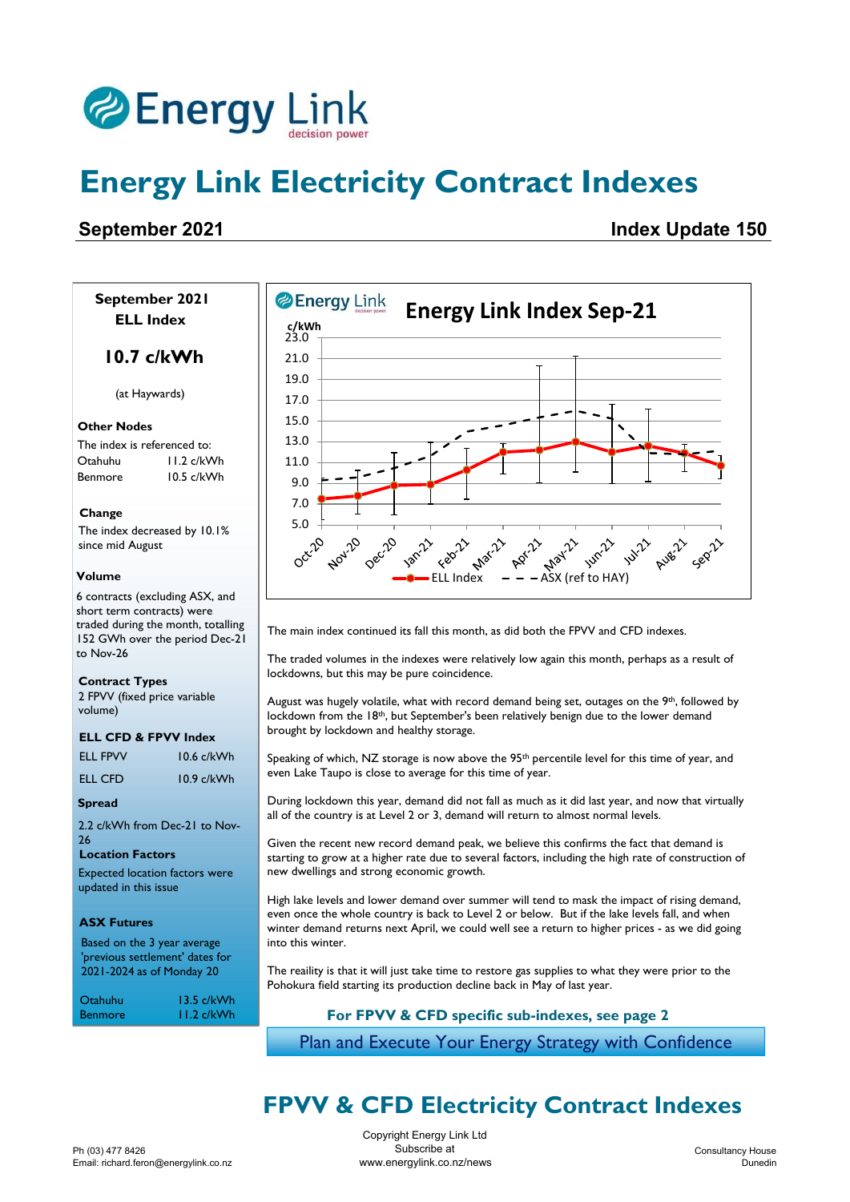# Energy Link Electricity Contract Indexes

## September 2021 — Index Update 150

**September 2021 ELL Index**

**10.7 c/kWh**

(at Haywards)

**Other Nodes**

The index is referenced to:

| | |
|---|---|
| Otahuhu | 11.2 c/kWh |
| Benmore | 10.5 c/kWh |

**Change**

The index decreased by 10.1% since mid August

**Volume**

6 contracts (excluding ASX, and short term contracts) were traded during the month, totalling 152 GWh over the period Dec-21 to Nov-26

**Contract Types**

2 FPVV (fixed price variable volume)

**ELL CFD & FPVV Index**

| | |
|---|---|
| ELL FPVV | 10.6 c/kWh |
| ELL CFD | 10.9 c/kWh |

**Spread**

2.2 c/kWh from Dec-21 to Nov-26

**Location Factors**

Expected location factors were updated in this issue

**ASX Futures**

Based on the 3 year average 'previous settlement' dates for 2021-2024 as of Monday 20

| | |
|---|---|
| Otahuhu | 13.5 c/kWh |
| Benmore | 11.2 c/kWh |

**Energy Link Index Sep-21**

The main index continued its fall this month, as did both the FPVV and CFD indexes.

The traded volumes in the indexes were relatively low again this month, perhaps as a result of lockdowns, but this may be pure coincidence.

August was hugely volatile, what with record demand being set, outages on the 9th, followed by lockdown from the 18th, but September's been relatively benign due to the lower demand brought by lockdown and healthy storage.

Speaking of which, NZ storage is now above the 95th percentile level for this time of year, and even Lake Taupo is close to average for this time of year.

During lockdown this year, demand did not fall as much as it did last year, and now that virtually all of the country is at Level 2 or 3, demand will return to almost normal levels.

Given the recent new record demand peak, we believe this confirms the fact that demand is starting to grow at a higher rate due to several factors, including the high rate of construction of new dwellings and strong economic growth.

High lake levels and lower demand over summer will tend to mask the impact of rising demand, even once the whole country is back to Level 2 or below. But if the lake levels fall, and when winter demand returns next April, we could well see a return to higher prices - as we did going into this winter.

The reaility is that it will just take time to restore gas supplies to what they were prior to the Pohokura field starting its production decline back in May of last year.

**For FPVV & CFD specific sub-indexes, see page 2**

Plan and Execute Your Energy Strategy with Confidence

## FPVV & CFD Electricity Contract Indexes

Ph (03) 477 8426
Email: richard.feron@energylink.co.nz

Copyright Energy Link Ltd
Subscribe at
www.energylink.co.nz/news

Consultancy House
Dunedin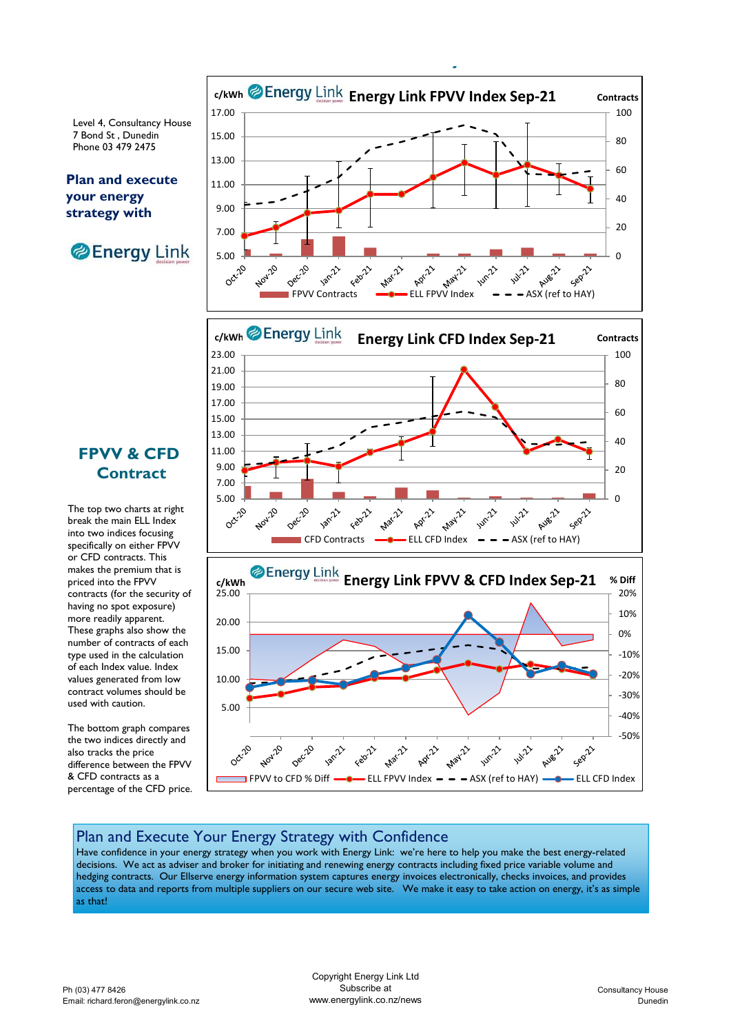Level 4, Consultancy House
7 Bond St , Dunedin
Phone 03 479 2475

**Plan and execute your energy strategy with**

Energy Link

c/kWh Energy Link **Energy Link FPVV Index Sep-21** Contracts

FPVV Contracts — ELL FPVV Index — ASX (ref to HAY)

c/kWh Energy Link **Energy Link CFD Index Sep-21** Contracts

CFD Contracts — ELL CFD Index — ASX (ref to HAY)

c/kWh Energy Link **Energy Link FPVV & CFD Index Sep-21** % Diff

FPVV to CFD % Diff — ELL FPVV Index — ASX (ref to HAY) — ELL CFD Index

## FPVV & CFD Contract

The top two charts at right break the main ELL Index into two indices focusing specifically on either FPVV or CFD contracts. This makes the premium that is priced into the FPVV contracts (for the security of having no spot exposure) more readily apparent. These graphs also show the number of contracts of each type used in the calculation of each Index value. Index values generated from low contract volumes should be used with caution.

The bottom graph compares the two indices directly and also tracks the price difference between the FPVV & CFD contracts as a percentage of the CFD price.

## Plan and Execute Your Energy Strategy with Confidence

Have confidence in your energy strategy when you work with Energy Link: we're here to help you make the best energy-related decisions. We act as adviser and broker for initiating and renewing energy contracts including fixed price variable volume and hedging contracts. Our Ellserve energy information system captures energy invoices electronically, checks invoices, and provides access to data and reports from multiple suppliers on our secure web site. We make it easy to take action on energy, it's as simple as that!

Ph (03) 477 8426
Email: richard.feron@energylink.co.nz

Copyright Energy Link Ltd
Subscribe at
www.energylink.co.nz/news

Consultancy House
Dunedin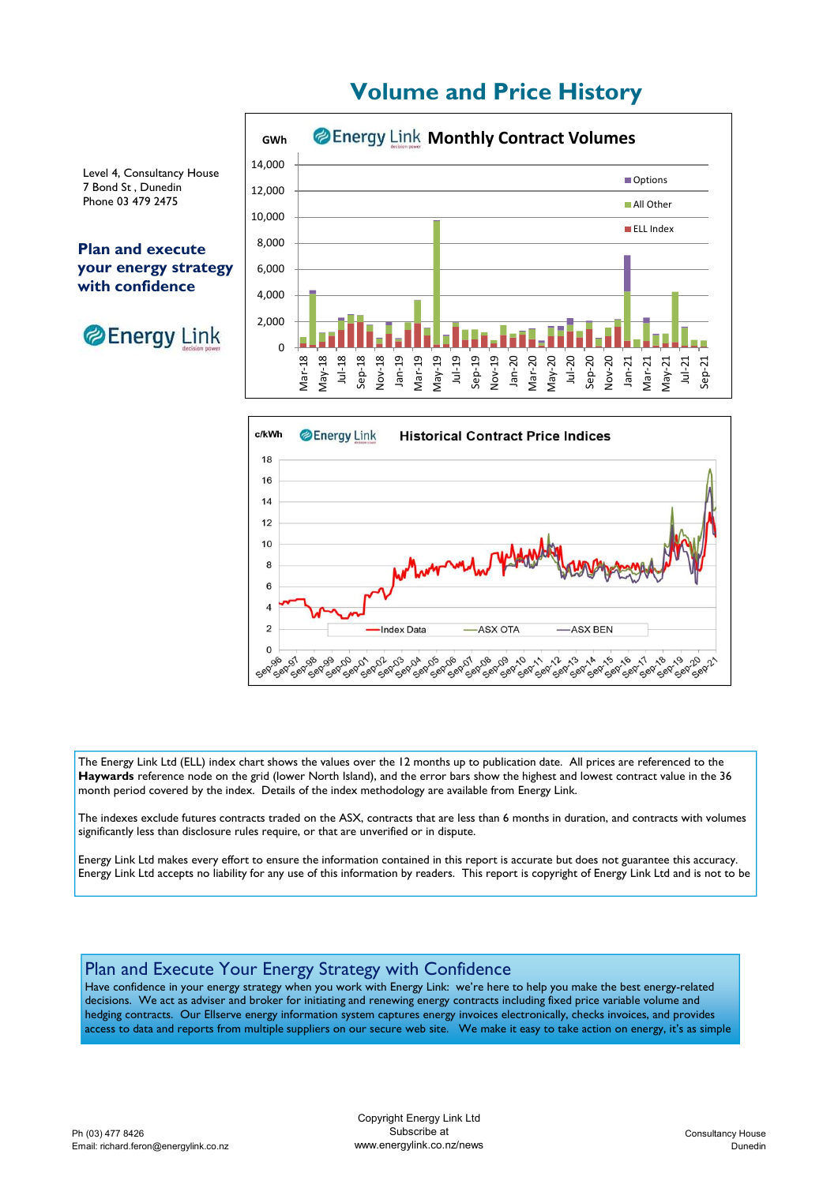# Volume and Price History

Level 4, Consultancy House
7 Bond St , Dunedin
Phone 03 479 2475

**Plan and execute your energy strategy with confidence**

Energy Link

GWh — Energy Link **Monthly Contract Volumes**

Options
All Other
ELL Index

c/kWh — Energy Link **Historical Contract Price Indices**

Index Data — ASX OTA — ASX BEN

The Energy Link Ltd (ELL) index chart shows the values over the 12 months up to publication date. All prices are referenced to the **Haywards** reference node on the grid (lower North Island), and the error bars show the highest and lowest contract value in the 36 month period covered by the index. Details of the index methodology are available from Energy Link.

The indexes exclude futures contracts traded on the ASX, contracts that are less than 6 months in duration, and contracts with volumes significantly less than disclosure rules require, or that are unverified or in dispute.

Energy Link Ltd makes every effort to ensure the information contained in this report is accurate but does not guarantee this accuracy. Energy Link Ltd accepts no liability for any use of this information by readers. This report is copyright of Energy Link Ltd and is not to be

## Plan and Execute Your Energy Strategy with Confidence

Have confidence in your energy strategy when you work with Energy Link: we're here to help you make the best energy-related decisions. We act as adviser and broker for initiating and renewing energy contracts including fixed price variable volume and hedging contracts. Our Ellserve energy information system captures energy invoices electronically, checks invoices, and provides access to data and reports from multiple suppliers on our secure web site. We make it easy to take action on energy, it's as simple

Ph (03) 477 8426
Email: richard.feron@energylink.co.nz

Copyright Energy Link Ltd
Subscribe at
www.energylink.co.nz/news

Consultancy House
Dunedin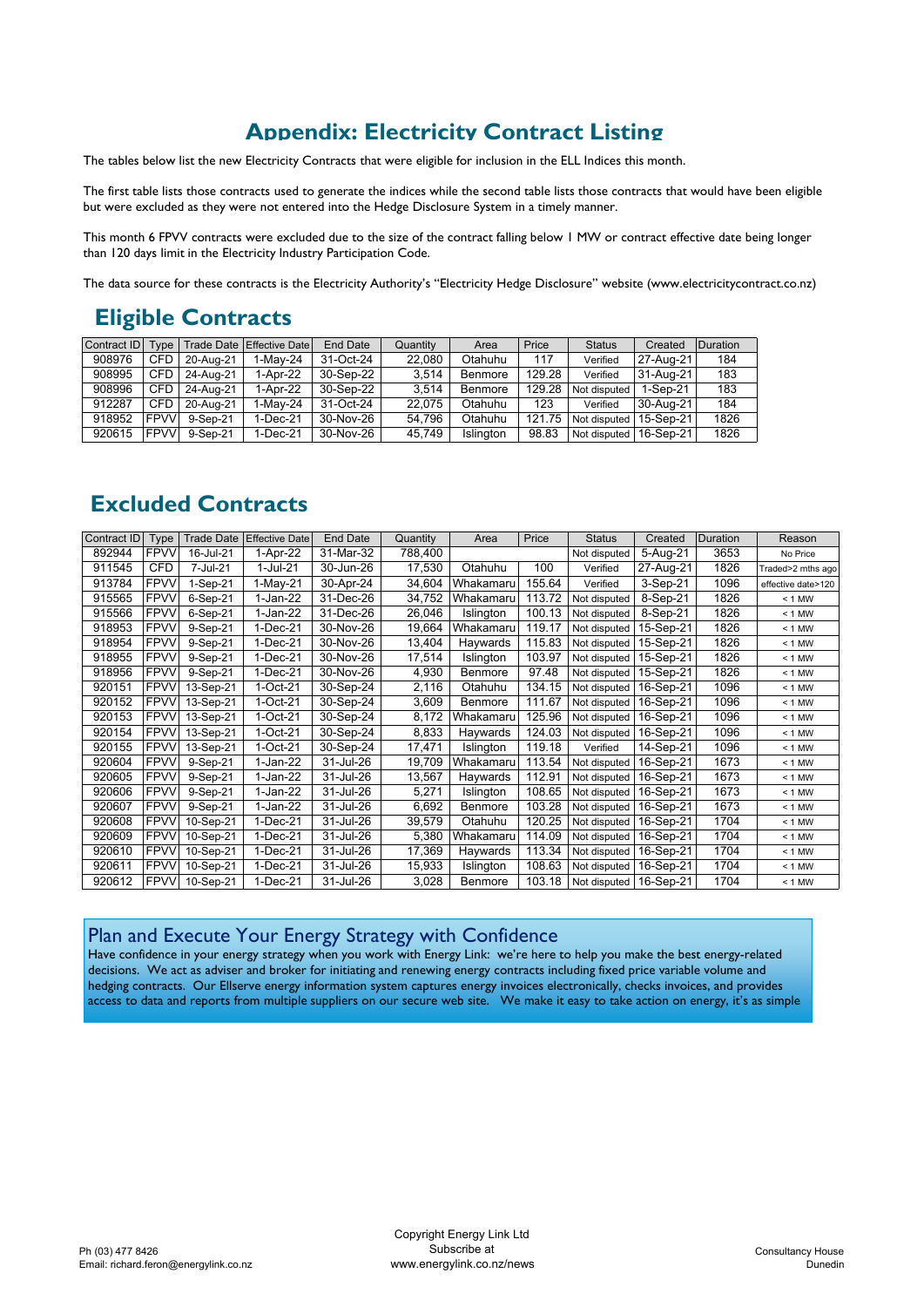# Appendix: Electricity Contract Listing

The tables below list the new Electricity Contracts that were eligible for inclusion in the ELL Indices this month.

The first table lists those contracts used to generate the indices while the second table lists those contracts that would have been eligible but were excluded as they were not entered into the Hedge Disclosure System in a timely manner.

This month 6 FPVV contracts were excluded due to the size of the contract falling below 1 MW or contract effective date being longer than 120 days limit in the Electricity Industry Participation Code.

The data source for these contracts is the Electricity Authority's "Electricity Hedge Disclosure" website (www.electricitycontract.co.nz)

## Eligible Contracts

| Contract ID | Type | Trade Date | Effective Date | End Date | Quantity | Area | Price | Status | Created | Duration |
|---|---|---|---|---|---|---|---|---|---|---|
| 908976 | CFD | 20-Aug-21 | 1-May-24 | 31-Oct-24 | 22,080 | Otahuhu | 117 | Verified | 27-Aug-21 | 184 |
| 908995 | CFD | 24-Aug-21 | 1-Apr-22 | 30-Sep-22 | 3,514 | Benmore | 129.28 | Verified | 31-Aug-21 | 183 |
| 908996 | CFD | 24-Aug-21 | 1-Apr-22 | 30-Sep-22 | 3,514 | Benmore | 129.28 | Not disputed | 1-Sep-21 | 183 |
| 912287 | CFD | 20-Aug-21 | 1-May-24 | 31-Oct-24 | 22,075 | Otahuhu | 123 | Verified | 30-Aug-21 | 184 |
| 918952 | FPVV | 9-Sep-21 | 1-Dec-21 | 30-Nov-26 | 54,796 | Otahuhu | 121.75 | Not disputed | 15-Sep-21 | 1826 |
| 920615 | FPVV | 9-Sep-21 | 1-Dec-21 | 30-Nov-26 | 45,749 | Islington | 98.83 | Not disputed | 16-Sep-21 | 1826 |

## Excluded Contracts

| Contract ID | Type | Trade Date | Effective Date | End Date | Quantity | Area | Price | Status | Created | Duration | Reason |
|---|---|---|---|---|---|---|---|---|---|---|---|
| 892944 | FPVV | 16-Jul-21 | 1-Apr-22 | 31-Mar-32 | 788,400 | | | Not disputed | 5-Aug-21 | 3653 | No Price |
| 911545 | CFD | 7-Jul-21 | 1-Jul-21 | 30-Jun-26 | 17,530 | Otahuhu | 100 | Verified | 27-Aug-21 | 1826 | Traded>2 mths ago |
| 913784 | FPVV | 1-Sep-21 | 1-May-21 | 30-Apr-24 | 34,604 | Whakamaru | 155.64 | Verified | 3-Sep-21 | 1096 | effective date>120 |
| 915565 | FPVV | 6-Sep-21 | 1-Jan-22 | 31-Dec-26 | 34,752 | Whakamaru | 113.72 | Not disputed | 8-Sep-21 | 1826 | < 1 MW |
| 915566 | FPVV | 6-Sep-21 | 1-Jan-22 | 31-Dec-26 | 26,046 | Islington | 100.13 | Not disputed | 8-Sep-21 | 1826 | < 1 MW |
| 918953 | FPVV | 9-Sep-21 | 1-Dec-21 | 30-Nov-26 | 19,664 | Whakamaru | 119.17 | Not disputed | 15-Sep-21 | 1826 | < 1 MW |
| 918954 | FPVV | 9-Sep-21 | 1-Dec-21 | 30-Nov-26 | 13,404 | Haywards | 115.83 | Not disputed | 15-Sep-21 | 1826 | < 1 MW |
| 918955 | FPVV | 9-Sep-21 | 1-Dec-21 | 30-Nov-26 | 17,514 | Islington | 103.97 | Not disputed | 15-Sep-21 | 1826 | < 1 MW |
| 918956 | FPVV | 9-Sep-21 | 1-Dec-21 | 30-Nov-26 | 4,930 | Benmore | 97.48 | Not disputed | 15-Sep-21 | 1826 | < 1 MW |
| 920151 | FPVV | 13-Sep-21 | 1-Oct-21 | 30-Sep-24 | 2,116 | Otahuhu | 134.15 | Not disputed | 16-Sep-21 | 1096 | < 1 MW |
| 920152 | FPVV | 13-Sep-21 | 1-Oct-21 | 30-Sep-24 | 3,609 | Benmore | 111.67 | Not disputed | 16-Sep-21 | 1096 | < 1 MW |
| 920153 | FPVV | 13-Sep-21 | 1-Oct-21 | 30-Sep-24 | 8,172 | Whakamaru | 125.96 | Not disputed | 16-Sep-21 | 1096 | < 1 MW |
| 920154 | FPVV | 13-Sep-21 | 1-Oct-21 | 30-Sep-24 | 8,833 | Haywards | 124.03 | Not disputed | 16-Sep-21 | 1096 | < 1 MW |
| 920155 | FPVV | 13-Sep-21 | 1-Oct-21 | 30-Sep-24 | 17,471 | Islington | 119.18 | Verified | 14-Sep-21 | 1096 | < 1 MW |
| 920604 | FPVV | 9-Sep-21 | 1-Jan-22 | 31-Jul-26 | 19,709 | Whakamaru | 113.54 | Not disputed | 16-Sep-21 | 1673 | < 1 MW |
| 920605 | FPVV | 9-Sep-21 | 1-Jan-22 | 31-Jul-26 | 13,567 | Haywards | 112.91 | Not disputed | 16-Sep-21 | 1673 | < 1 MW |
| 920606 | FPVV | 9-Sep-21 | 1-Jan-22 | 31-Jul-26 | 5,271 | Islington | 108.65 | Not disputed | 16-Sep-21 | 1673 | < 1 MW |
| 920607 | FPVV | 9-Sep-21 | 1-Jan-22 | 31-Jul-26 | 6,692 | Benmore | 103.28 | Not disputed | 16-Sep-21 | 1673 | < 1 MW |
| 920608 | FPVV | 10-Sep-21 | 1-Dec-21 | 31-Jul-26 | 39,579 | Otahuhu | 120.25 | Not disputed | 16-Sep-21 | 1704 | < 1 MW |
| 920609 | FPVV | 10-Sep-21 | 1-Dec-21 | 31-Jul-26 | 5,380 | Whakamaru | 114.09 | Not disputed | 16-Sep-21 | 1704 | < 1 MW |
| 920610 | FPVV | 10-Sep-21 | 1-Dec-21 | 31-Jul-26 | 17,369 | Haywards | 113.34 | Not disputed | 16-Sep-21 | 1704 | < 1 MW |
| 920611 | FPVV | 10-Sep-21 | 1-Dec-21 | 31-Jul-26 | 15,933 | Islington | 108.63 | Not disputed | 16-Sep-21 | 1704 | < 1 MW |
| 920612 | FPVV | 10-Sep-21 | 1-Dec-21 | 31-Jul-26 | 3,028 | Benmore | 103.18 | Not disputed | 16-Sep-21 | 1704 | < 1 MW |

## Plan and Execute Your Energy Strategy with Confidence

Have confidence in your energy strategy when you work with Energy Link: we're here to help you make the best energy-related decisions. We act as adviser and broker for initiating and renewing energy contracts including fixed price variable volume and hedging contracts. Our Ellserve energy information system captures energy invoices electronically, checks invoices, and provides access to data and reports from multiple suppliers on our secure web site. We make it easy to take action on energy, it's as simple

Ph (03) 477 8426
Email: richard.feron@energylink.co.nz

Copyright Energy Link Ltd
Subscribe at
www.energylink.co.nz/news

Consultancy House
Dunedin